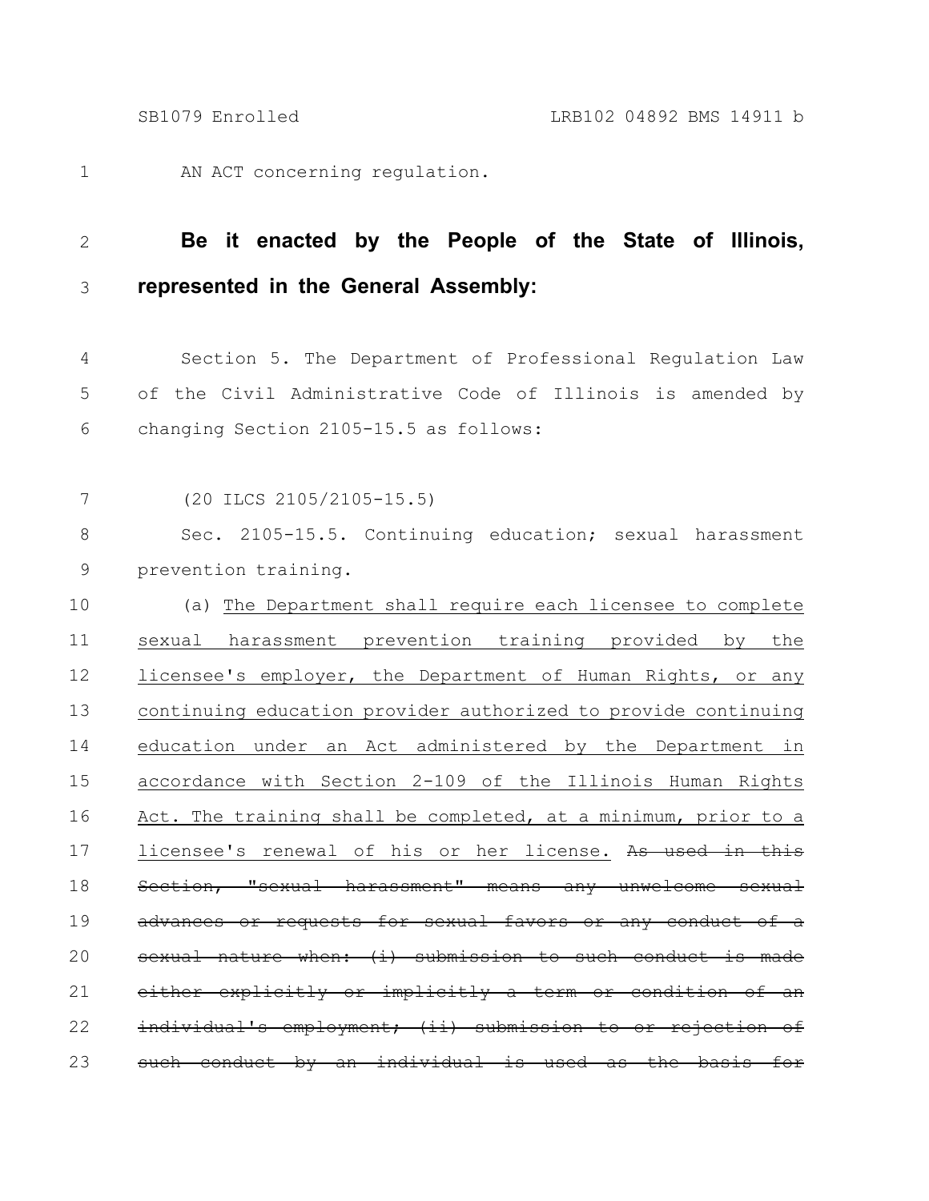AN ACT concerning regulation.

**Be it enacted by the People of the State of Illinois, represented in the General Assembly:**

Section 5. The Department of Professional Regulation Law of the Civil Administrative Code of Illinois is amended by changing Section 2105-15.5 as follows:

(20 ILCS 2105/2105-15.5)

Sec. 2105-15.5. Continuing education; sexual harassment prevention training.

(a) <u>The Department shall require each licensee to complete sexual harassment prevention training provided by the licensee's employer, the Department of Human Rights, or any continuing education provider authorized to provide continuing education under an Act administered by the Department in accordance with Section 2-109 of the Illinois Human Rights Act. The training shall be completed, at a minimum, prior to a licensee's renewal of his or her license.</u> ~~As used in this Section, "sexual harassment" means any unwelcome sexual advances or requests for sexual favors or any conduct of a sexual nature when: (i) submission to such conduct is made either explicitly or implicitly a term or condition of an individual's employment; (ii) submission to or rejection of such conduct by an individual is used as the basis for~~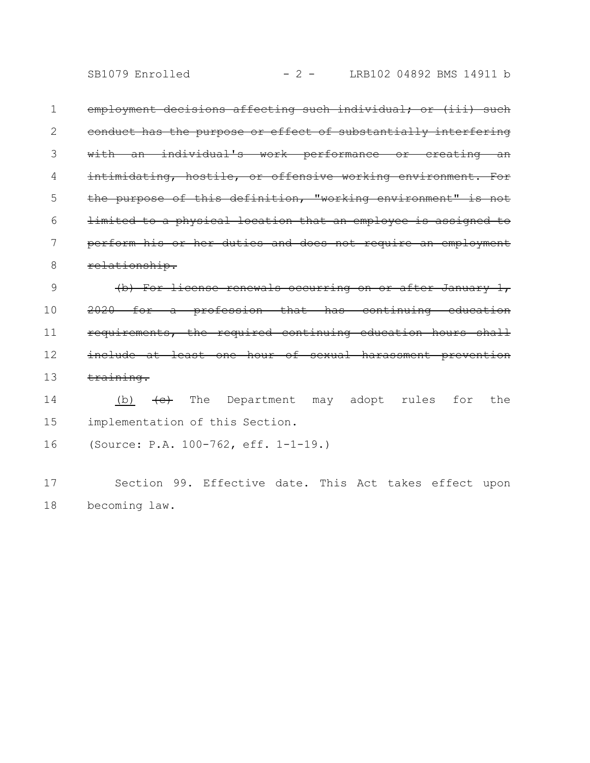~~employment decisions affecting such individual; or (iii) such conduct has the purpose or effect of substantially interfering with an individual's work performance or creating an intimidating, hostile, or offensive working environment. For the purpose of this definition, "working environment" is not limited to a physical location that an employee is assigned to perform his or her duties and does not require an employment relationship.~~

~~(b) For license renewals occurring on or after January 1, 2020 for a profession that has continuing education requirements, the required continuing education hours shall include at least one hour of sexual harassment prevention training.~~

<u>(b)</u> ~~(c)~~ The Department may adopt rules for the implementation of this Section.

(Source: P.A. 100-762, eff. 1-1-19.)

Section 99. Effective date. This Act takes effect upon becoming law.